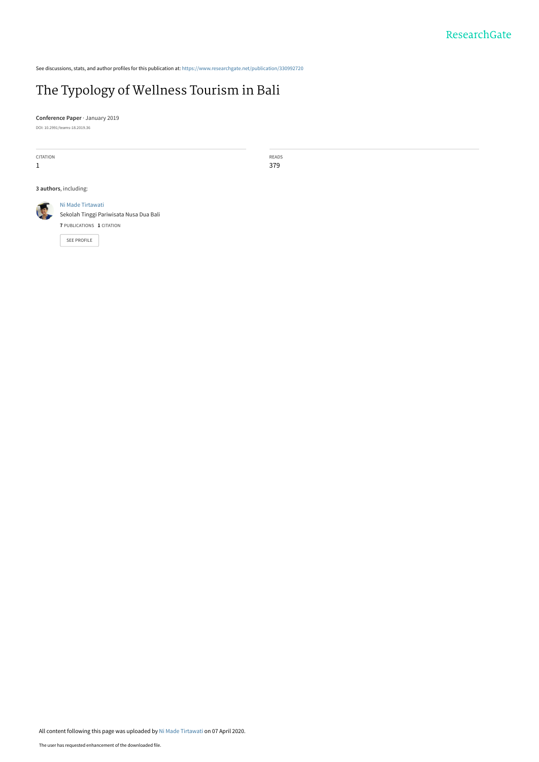See discussions, stats, and author profiles for this publication at: https://www.researchgate.net/publication/330992720

# The Typology of Wellness Tourism in Bali

**Conference Paper** · January 2019

DOI: 10.2991/teams-18.2019.36

| CITATION | READS |
| --- | --- |
| 1 | 379 |

**3 authors**, including:

Ni Made Tirtawati
Sekolah Tinggi Pariwisata Nusa Dua Bali
**7** PUBLICATIONS **1** CITATION

SEE PROFILE

All content following this page was uploaded by Ni Made Tirtawati on 07 April 2020.

The user has requested enhancement of the downloaded file.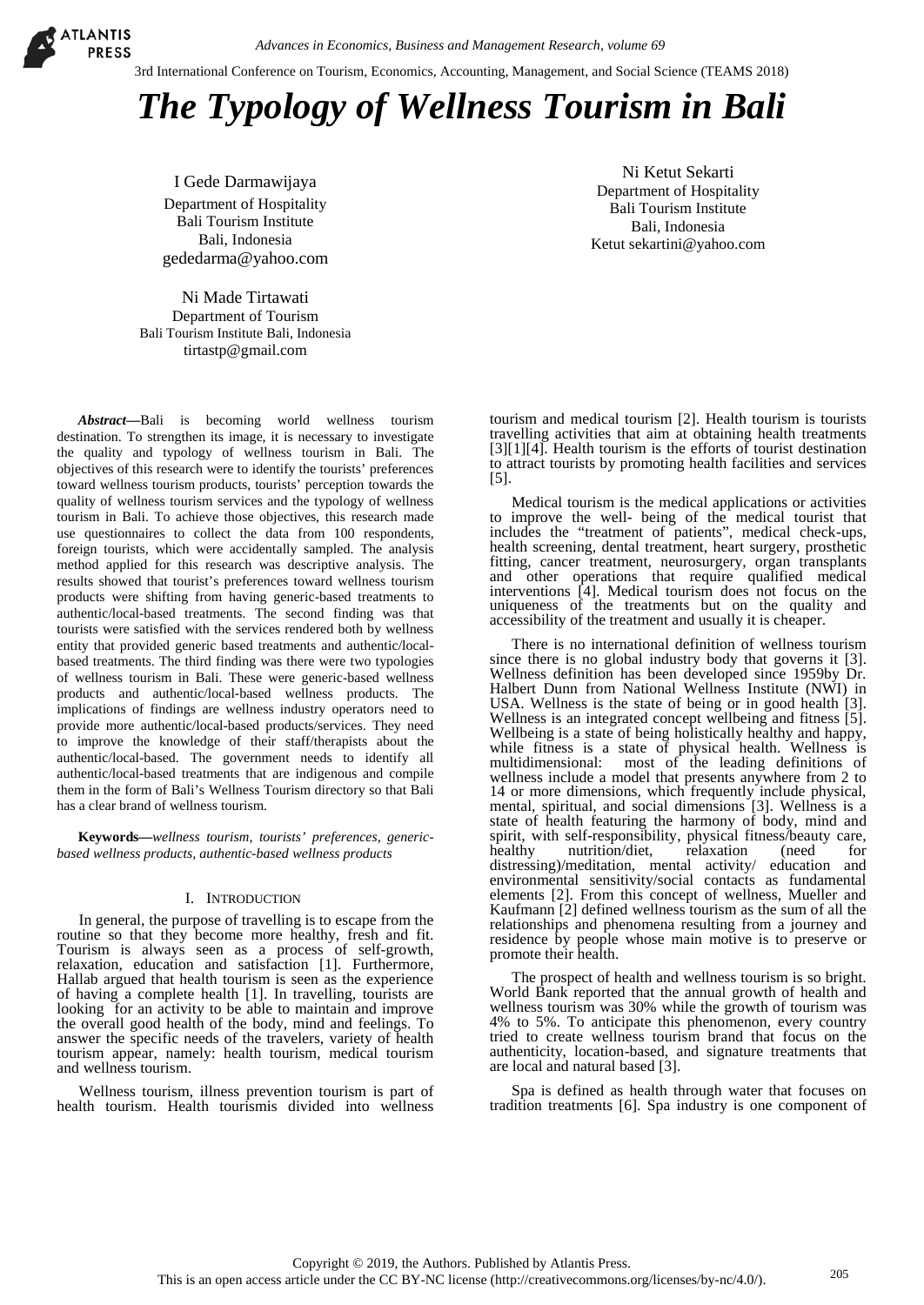# The Typology of Wellness Tourism in Bali

I Gede Darmawijaya
Department of Hospitality
Bali Tourism Institute
Bali, Indonesia
gededarma@yahoo.com

Ni Ketut Sekarti
Department of Hospitality
Bali Tourism Institute
Bali, Indonesia
Ketut sekartini@yahoo.com

Ni Made Tirtawati
Department of Tourism
Bali Tourism Institute Bali, Indonesia
tirtastp@gmail.com

***Abstract*—**Bali is becoming world wellness tourism destination. To strengthen its image, it is necessary to investigate the quality and typology of wellness tourism in Bali. The objectives of this research were to identify the tourists' preferences toward wellness tourism products, tourists' perception towards the quality of wellness tourism services and the typology of wellness tourism in Bali. To achieve those objectives, this research made use questionnaires to collect the data from 100 respondents, foreign tourists, which were accidentally sampled. The analysis method applied for this research was descriptive analysis. The results showed that tourist's preferences toward wellness tourism products were shifting from having generic-based treatments to authentic/local-based treatments. The second finding was that tourists were satisfied with the services rendered both by wellness entity that provided generic based treatments and authentic/local-based treatments. The third finding was there were two typologies of wellness tourism in Bali. These were generic-based wellness products and authentic/local-based wellness products. The implications of findings are wellness industry operators need to provide more authentic/local-based products/services. They need to improve the knowledge of their staff/therapists about the authentic/local-based. The government needs to identify all authentic/local-based treatments that are indigenous and compile them in the form of Bali's Wellness Tourism directory so that Bali has a clear brand of wellness tourism.

**Keywords—***wellness tourism, tourists' preferences, generic-based wellness products, authentic-based wellness products*

## I. Introduction

In general, the purpose of travelling is to escape from the routine so that they become more healthy, fresh and fit. Tourism is always seen as a process of self-growth, relaxation, education and satisfaction [1]. Furthermore, Hallab argued that health tourism is seen as the experience of having a complete health [1]. In travelling, tourists are looking for an activity to be able to maintain and improve the overall good health of the body, mind and feelings. To answer the specific needs of the travelers, variety of health tourism appear, namely: health tourism, medical tourism and wellness tourism.

Wellness tourism, illness prevention tourism is part of health tourism. Health tourismis divided into wellness tourism and medical tourism [2]. Health tourism is tourists travelling activities that aim at obtaining health treatments [3][1][4]. Health tourism is the efforts of tourist destination to attract tourists by promoting health facilities and services [5].

Medical tourism is the medical applications or activities to improve the well- being of the medical tourist that includes the "treatment of patients", medical check-ups, health screening, dental treatment, heart surgery, prosthetic fitting, cancer treatment, neurosurgery, organ transplants and other operations that require qualified medical interventions [4]. Medical tourism does not focus on the uniqueness of the treatments but on the quality and accessibility of the treatment and usually it is cheaper.

There is no international definition of wellness tourism since there is no global industry body that governs it [3]. Wellness definition has been developed since 1959by Dr. Halbert Dunn from National Wellness Institute (NWI) in USA. Wellness is the state of being or in good health [3]. Wellness is an integrated concept wellbeing and fitness [5]. Wellbeing is a state of being holistically healthy and happy, while fitness is a state of physical health. Wellness is multidimensional: most of the leading definitions of wellness include a model that presents anywhere from 2 to 14 or more dimensions, which frequently include physical, mental, spiritual, and social dimensions [3]. Wellness is a state of health featuring the harmony of body, mind and spirit, with self-responsibility, physical fitness/beauty care, healthy nutrition/diet, relaxation (need for distressing)/meditation, mental activity/ education and environmental sensitivity/social contacts as fundamental elements [2]. From this concept of wellness, Mueller and Kaufmann [2] defined wellness tourism as the sum of all the relationships and phenomena resulting from a journey and residence by people whose main motive is to preserve or promote their health.

The prospect of health and wellness tourism is so bright. World Bank reported that the annual growth of health and wellness tourism was 30% while the growth of tourism was 4% to 5%. To anticipate this phenomenon, every country tried to create wellness tourism brand that focus on the authenticity, location-based, and signature treatments that are local and natural based [3].

Spa is defined as health through water that focuses on tradition treatments [6]. Spa industry is one component of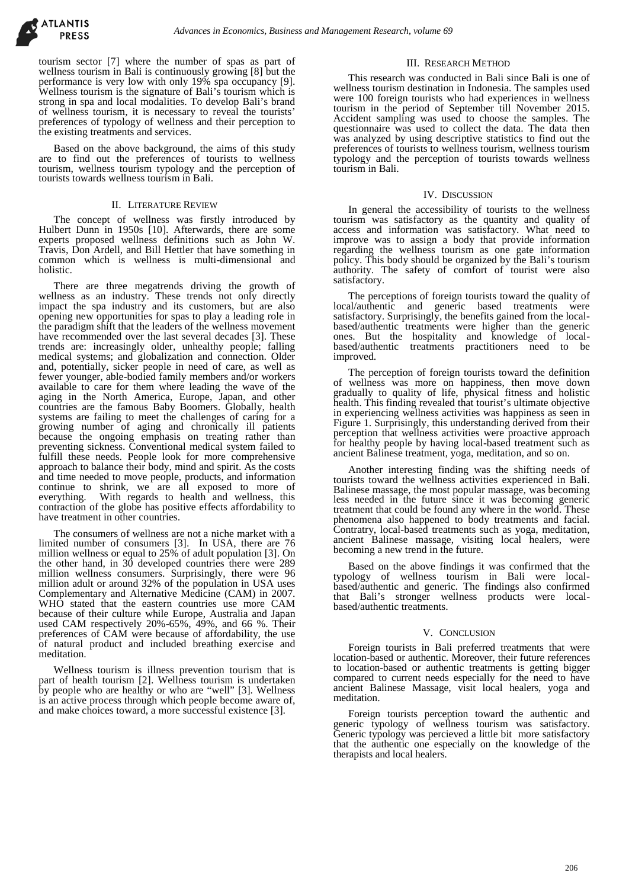tourism sector [7] where the number of spas as part of wellness tourism in Bali is continuously growing [8] but the performance is very low with only 19% spa occupancy [9]. Wellness tourism is the signature of Bali's tourism which is strong in spa and local modalities. To develop Bali's brand of wellness tourism, it is necessary to reveal the tourists' preferences of typology of wellness and their perception to the existing treatments and services.

Based on the above background, the aims of this study are to find out the preferences of tourists to wellness tourism, wellness tourism typology and the perception of tourists towards wellness tourism in Bali.

## II. Literature Review

The concept of wellness was firstly introduced by Hulbert Dunn in 1950s [10]. Afterwards, there are some experts proposed wellness definitions such as John W. Travis, Don Ardell, and Bill Hettler that have something in common which is wellness is multi-dimensional and holistic.

There are three megatrends driving the growth of wellness as an industry. These trends not only directly impact the spa industry and its customers, but are also opening new opportunities for spas to play a leading role in the paradigm shift that the leaders of the wellness movement have recommended over the last several decades [3]. These trends are: increasingly older, unhealthy people; falling medical systems; and globalization and connection. Older and, potentially, sicker people in need of care, as well as fewer younger, able-bodied family members and/or workers available to care for them where leading the wave of the aging in the North America, Europe, Japan, and other countries are the famous Baby Boomers. Globally, health systems are failing to meet the challenges of caring for a growing number of aging and chronically ill patients because the ongoing emphasis on treating rather than preventing sickness. Conventional medical system failed to fulfill these needs. People look for more comprehensive approach to balance their body, mind and spirit. As the costs and time needed to move people, products, and information continue to shrink, we are all exposed to more of everything. With regards to health and wellness, this contraction of the globe has positive effects affordability to have treatment in other countries.

The consumers of wellness are not a niche market with a limited number of consumers [3]. In USA, there are 76 million wellness or equal to 25% of adult population [3]. On the other hand, in 30 developed countries there were 289 million wellness consumers. Surprisingly, there were 96 million adult or around 32% of the population in USA uses Complementary and Alternative Medicine (CAM) in 2007. WHO stated that the eastern countries use more CAM because of their culture while Europe, Australia and Japan used CAM respectively 20%-65%, 49%, and 66 %. Their preferences of CAM were because of affordability, the use of natural product and included breathing exercise and meditation.

Wellness tourism is illness prevention tourism that is part of health tourism [2]. Wellness tourism is undertaken by people who are healthy or who are "well" [3]. Wellness is an active process through which people become aware of, and make choices toward, a more successful existence [3].

## III. Research Method

This research was conducted in Bali since Bali is one of wellness tourism destination in Indonesia. The samples used were 100 foreign tourists who had experiences in wellness tourism in the period of September till November 2015. Accident sampling was used to choose the samples. The questionnaire was used to collect the data. The data then was analyzed by using descriptive statistics to find out the preferences of tourists to wellness tourism, wellness tourism typology and the perception of tourists towards wellness tourism in Bali.

## IV. Discussion

In general the accessibility of tourists to the wellness tourism was satisfactory as the quantity and quality of access and information was satisfactory. What need to improve was to assign a body that provide information regarding the wellness tourism as one gate information policy. This body should be organized by the Bali's tourism authority. The safety of comfort of tourist were also satisfactory.

The perceptions of foreign tourists toward the quality of local/authentic and generic based treatments were satisfactory. Surprisingly, the benefits gained from the local-based/authentic treatments were higher than the generic ones. But the hospitality and knowledge of local-based/authentic treatments practitioners need to be improved.

The perception of foreign tourists toward the definition of wellness was more on happiness, then move down gradually to quality of life, physical fitness and holistic health. This finding revealed that tourist's ultimate objective in experiencing wellness activities was happiness as seen in Figure 1. Surprisingly, this understanding derived from their perception that wellness activities were proactive approach for healthy people by having local-based treatment such as ancient Balinese treatment, yoga, meditation, and so on.

Another interesting finding was the shifting needs of tourists toward the wellness activities experienced in Bali. Balinese massage, the most popular massage, was becoming less needed in the future since it was becoming generic treatment that could be found any where in the world. These phenomena also happened to body treatments and facial. Contratry, local-based treatments such as yoga, meditation, ancient Balinese massage, visiting local healers, were becoming a new trend in the future.

Based on the above findings it was confirmed that the typology of wellness tourism in Bali were local-based/authentic and generic. The findings also confirmed that Bali's stronger wellness products were local-based/authentic treatments.

## V. Conclusion

Foreign tourists in Bali preferred treatments that were location-based or authentic. Moreover, their future references to location-based or authentic treatments is getting bigger compared to current needs especially for the need to have ancient Balinese Massage, visit local healers, yoga and meditation.

Foreign tourists perception toward the authentic and generic typology of wellness tourism was satisfactory. Generic typology was percieved a little bit more satisfactory that the authentic one especially on the knowledge of the therapists and local healers.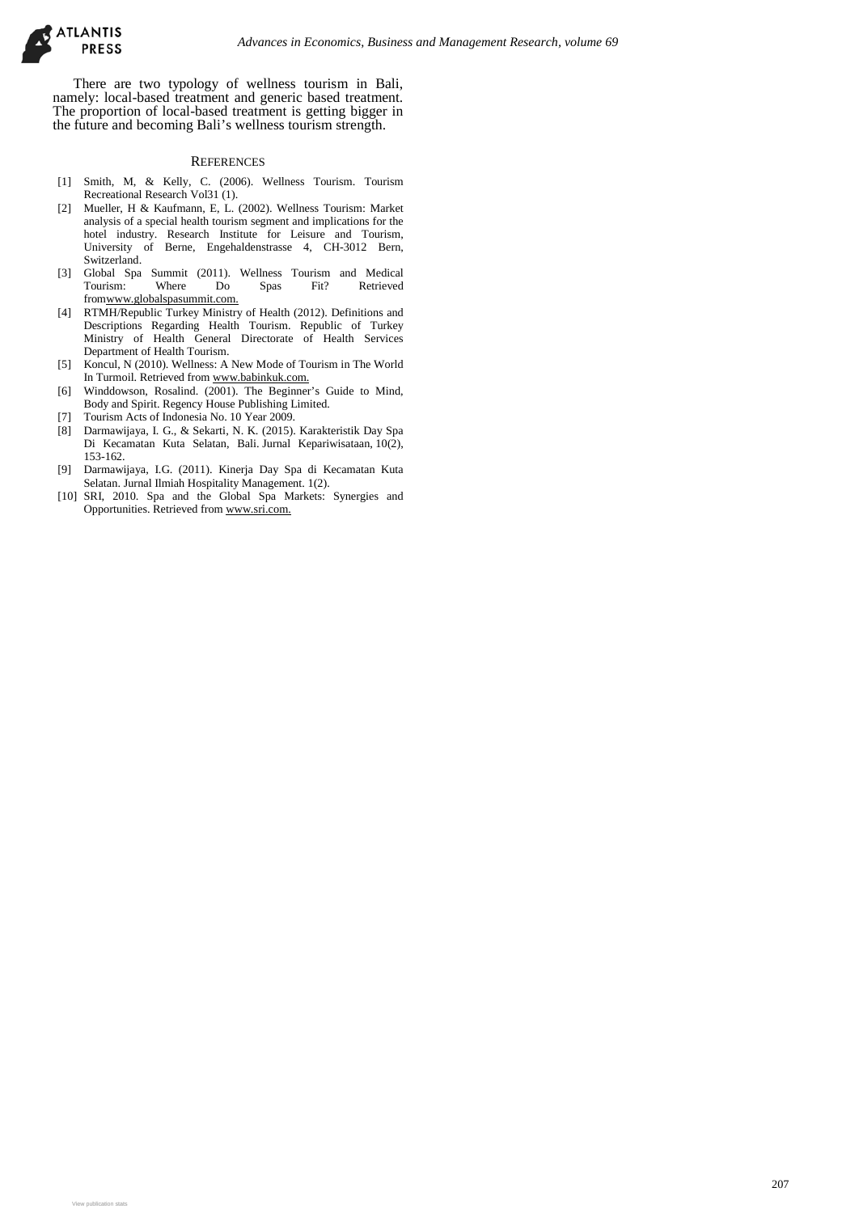There are two typology of wellness tourism in Bali, namely: local-based treatment and generic based treatment. The proportion of local-based treatment is getting bigger in the future and becoming Bali's wellness tourism strength.

## REFERENCES

[1] Smith, M, & Kelly, C. (2006). Wellness Tourism. Tourism Recreational Research Vol31 (1).

[2] Mueller, H & Kaufmann, E, L. (2002). Wellness Tourism: Market analysis of a special health tourism segment and implications for the hotel industry. Research Institute for Leisure and Tourism, University of Berne, Engehaldenstrasse 4, CH-3012 Bern, Switzerland.

[3] Global Spa Summit (2011). Wellness Tourism and Medical Tourism: Where Do Spas Fit? Retrieved fromwww.globalspasummit.com.

[4] RTMH/Republic Turkey Ministry of Health (2012). Definitions and Descriptions Regarding Health Tourism. Republic of Turkey Ministry of Health General Directorate of Health Services Department of Health Tourism.

[5] Koncul, N (2010). Wellness: A New Mode of Tourism in The World In Turmoil. Retrieved from www.babinkuk.com.

[6] Winddowson, Rosalind. (2001). The Beginner's Guide to Mind, Body and Spirit. Regency House Publishing Limited.

[7] Tourism Acts of Indonesia No. 10 Year 2009.

[8] Darmawijaya, I. G., & Sekarti, N. K. (2015). Karakteristik Day Spa Di Kecamatan Kuta Selatan, Bali. Jurnal Kepariwisataan, 10(2), 153-162.

[9] Darmawijaya, I.G. (2011). Kinerja Day Spa di Kecamatan Kuta Selatan. Jurnal Ilmiah Hospitality Management. 1(2).

[10] SRI, 2010. Spa and the Global Spa Markets: Synergies and Opportunities. Retrieved from www.sri.com.